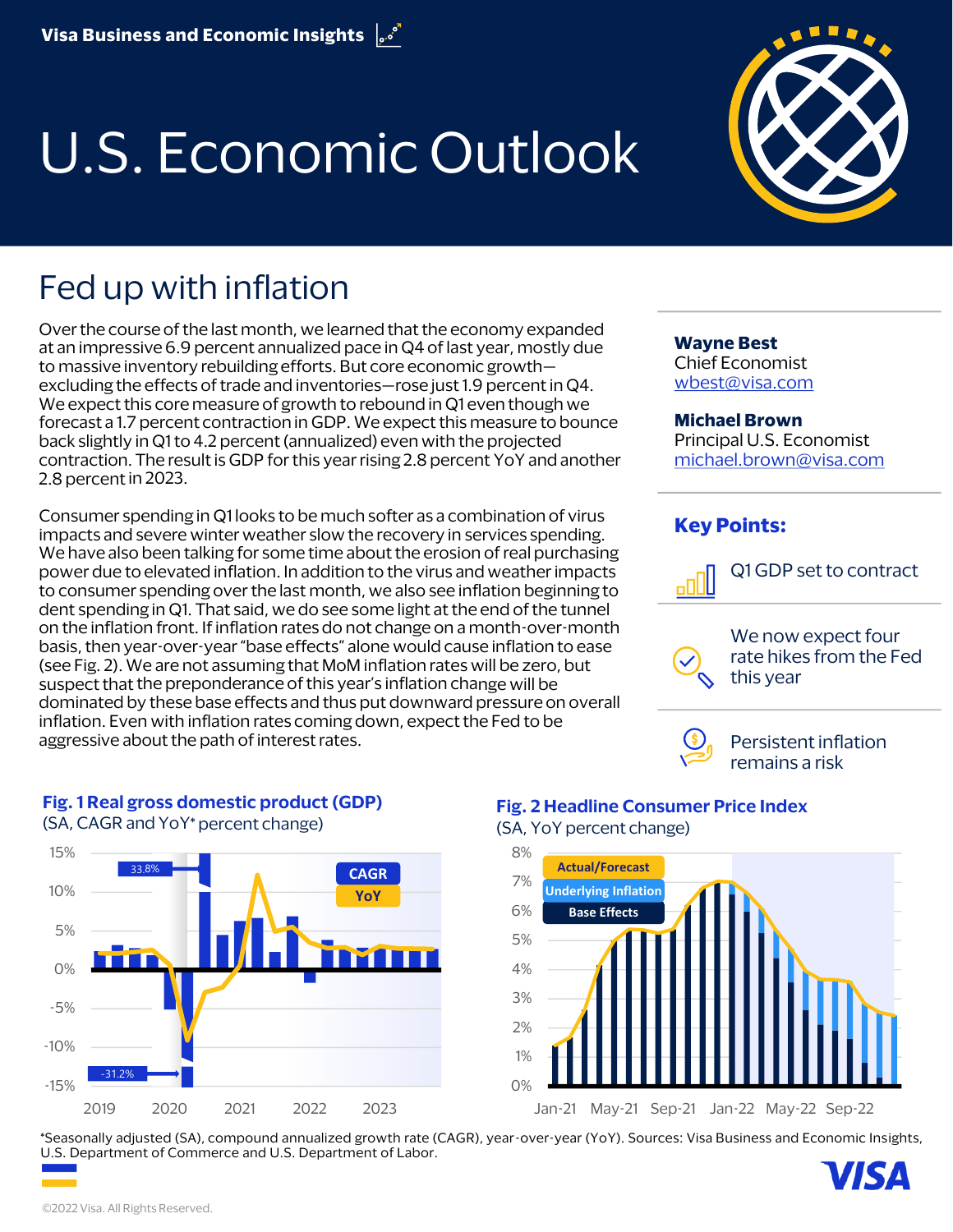Visa Business and Economic Insights

# U.S. Economic Outlook

## Fed up with inflation

Over the course of the last month, we learned that the economy expanded at an impressive 6.9 percent annualized pace in Q4 of last year, mostly due to massive inventory rebuilding efforts. But core economic growth—excluding the effects of trade and inventories—rose just 1.9 percent in Q4. We expect this core measure of growth to rebound in Q1 even though we forecast a 1.7 percent contraction in GDP. We expect this measure to bounce back slightly in Q1 to 4.2 percent (annualized) even with the projected contraction. The result is GDP for this year rising 2.8 percent YoY and another 2.8 percent in 2023.

Consumer spending in Q1 looks to be much softer as a combination of virus impacts and severe winter weather slow the recovery in services spending. We have also been talking for some time about the erosion of real purchasing power due to elevated inflation. In addition to the virus and weather impacts to consumer spending over the last month, we also see inflation beginning to dent spending in Q1. That said, we do see some light at the end of the tunnel on the inflation front. If inflation rates do not change on a month-over-month basis, then year-over-year "base effects" alone would cause inflation to ease (see Fig. 2). We are not assuming that MoM inflation rates will be zero, but suspect that the preponderance of this year's inflation change will be dominated by these base effects and thus put downward pressure on overall inflation. Even with inflation rates coming down, expect the Fed to be aggressive about the path of interest rates.

**Wayne Best**
Chief Economist
wbest@visa.com

**Michael Brown**
Principal U.S. Economist
michael.brown@visa.com

### Key Points:

- Q1 GDP set to contract
- We now expect four rate hikes from the Fed this year
- Persistent inflation remains a risk

**Fig. 1 Real gross domestic product (GDP)**
(SA, CAGR and YoY* percent change)

**Fig. 2 Headline Consumer Price Index**
(SA, YoY percent change)

*Seasonally adjusted (SA), compound annualized growth rate (CAGR), year-over-year (YoY). Sources: Visa Business and Economic Insights, U.S. Department of Commerce and U.S. Department of Labor.

©2022 Visa. All Rights Reserved.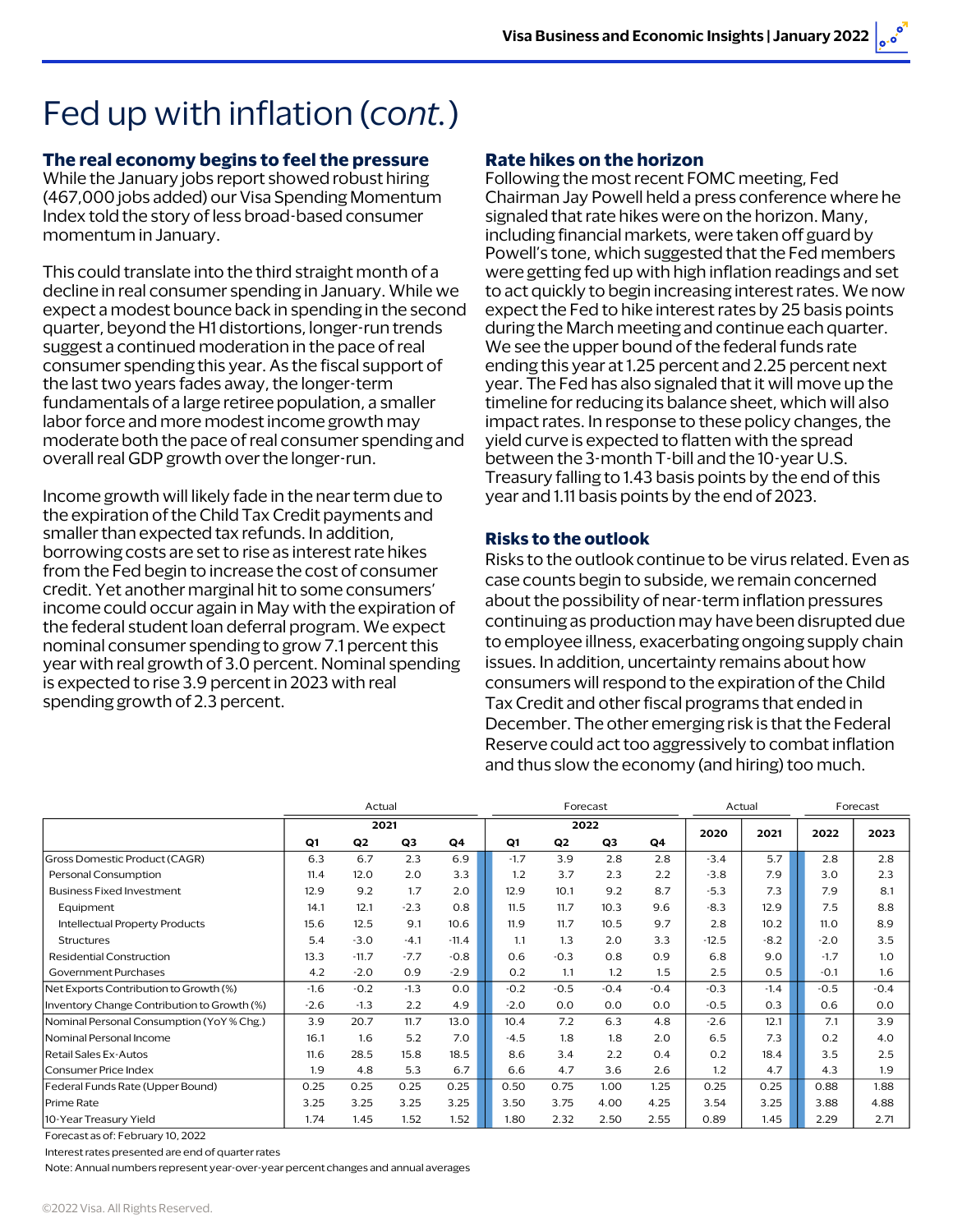# Fed up with inflation (*cont.*)

### The real economy begins to feel the pressure

While the January jobs report showed robust hiring (467,000 jobs added) our Visa Spending Momentum Index told the story of less broad-based consumer momentum in January.

This could translate into the third straight month of a decline in real consumer spending in January. While we expect a modest bounce back in spending in the second quarter, beyond the H1 distortions, longer-run trends suggest a continued moderation in the pace of real consumer spending this year. As the fiscal support of the last two years fades away, the longer-term fundamentals of a large retiree population, a smaller labor force and more modest income growth may moderate both the pace of real consumer spending and overall real GDP growth over the longer-run.

Income growth will likely fade in the near term due to the expiration of the Child Tax Credit payments and smaller than expected tax refunds. In addition, borrowing costs are set to rise as interest rate hikes from the Fed begin to increase the cost of consumer credit. Yet another marginal hit to some consumers' income could occur again in May with the expiration of the federal student loan deferral program. We expect nominal consumer spending to grow 7.1 percent this year with real growth of 3.0 percent. Nominal spending is expected to rise 3.9 percent in 2023 with real spending growth of 2.3 percent.

### Rate hikes on the horizon

Following the most recent FOMC meeting, Fed Chairman Jay Powell held a press conference where he signaled that rate hikes were on the horizon. Many, including financial markets, were taken off guard by Powell's tone, which suggested that the Fed members were getting fed up with high inflation readings and set to act quickly to begin increasing interest rates. We now expect the Fed to hike interest rates by 25 basis points during the March meeting and continue each quarter. We see the upper bound of the federal funds rate ending this year at 1.25 percent and 2.25 percent next year. The Fed has also signaled that it will move up the timeline for reducing its balance sheet, which will also impact rates. In response to these policy changes, the yield curve is expected to flatten with the spread between the 3-month T-bill and the 10-year U.S. Treasury falling to 1.43 basis points by the end of this year and 1.11 basis points by the end of 2023.

### Risks to the outlook

Risks to the outlook continue to be virus related. Even as case counts begin to subside, we remain concerned about the possibility of near-term inflation pressures continuing as production may have been disrupted due to employee illness, exacerbating ongoing supply chain issues. In addition, uncertainty remains about how consumers will respond to the expiration of the Child Tax Credit and other fiscal programs that ended in December. The other emerging risk is that the Federal Reserve could act too aggressively to combat inflation and thus slow the economy (and hiring) too much.

| | Actual | | | | Forecast | | | | Actual | | Forecast | |
|---|---|---|---|---|---|---|---|---|---|---|---|---|
| | 2021 | | | | 2022 | | | | | | | |
| | Q1 | Q2 | Q3 | Q4 | Q1 | Q2 | Q3 | Q4 | 2020 | 2021 | 2022 | 2023 |
| Gross Domestic Product (CAGR) | 6.3 | 6.7 | 2.3 | 6.9 | -1.7 | 3.9 | 2.8 | 2.8 | -3.4 | 5.7 | 2.8 | 2.8 |
| Personal Consumption | 11.4 | 12.0 | 2.0 | 3.3 | 1.2 | 3.7 | 2.3 | 2.2 | -3.8 | 7.9 | 3.0 | 2.3 |
| Business Fixed Investment | 12.9 | 9.2 | 1.7 | 2.0 | 12.9 | 10.1 | 9.2 | 8.7 | -5.3 | 7.3 | 7.9 | 8.1 |
| Equipment | 14.1 | 12.1 | -2.3 | 0.8 | 11.5 | 11.7 | 10.3 | 9.6 | -8.3 | 12.9 | 7.5 | 8.8 |
| Intellectual Property Products | 15.6 | 12.5 | 9.1 | 10.6 | 11.9 | 11.7 | 10.5 | 9.7 | 2.8 | 10.2 | 11.0 | 8.9 |
| Structures | 5.4 | -3.0 | -4.1 | -11.4 | 1.1 | 1.3 | 2.0 | 3.3 | -12.5 | -8.2 | -2.0 | 3.5 |
| Residential Construction | 13.3 | -11.7 | -7.7 | -0.8 | 0.6 | -0.3 | 0.8 | 0.9 | 6.8 | 9.0 | -1.7 | 1.0 |
| Government Purchases | 4.2 | -2.0 | 0.9 | -2.9 | 0.2 | 1.1 | 1.2 | 1.5 | 2.5 | 0.5 | -0.1 | 1.6 |
| Net Exports Contribution to Growth (%) | -1.6 | -0.2 | -1.3 | 0.0 | -0.2 | -0.5 | -0.4 | -0.4 | -0.3 | -1.4 | -0.5 | -0.4 |
| Inventory Change Contribution to Growth (%) | -2.6 | -1.3 | 2.2 | 4.9 | -2.0 | 0.0 | 0.0 | 0.0 | -0.5 | 0.3 | 0.6 | 0.0 |
| Nominal Personal Consumption (YoY % Chg.) | 3.9 | 20.7 | 11.7 | 13.0 | 10.4 | 7.2 | 6.3 | 4.8 | -2.6 | 12.1 | 7.1 | 3.9 |
| Nominal Personal Income | 16.1 | 1.6 | 5.2 | 7.0 | -4.5 | 1.8 | 1.8 | 2.0 | 6.5 | 7.3 | 0.2 | 4.0 |
| Retail Sales Ex-Autos | 11.6 | 28.5 | 15.8 | 18.5 | 8.6 | 3.4 | 2.2 | 0.4 | 0.2 | 18.4 | 3.5 | 2.5 |
| Consumer Price Index | 1.9 | 4.8 | 5.3 | 6.7 | 6.6 | 4.7 | 3.6 | 2.6 | 1.2 | 4.7 | 4.3 | 1.9 |
| Federal Funds Rate (Upper Bound) | 0.25 | 0.25 | 0.25 | 0.25 | 0.50 | 0.75 | 1.00 | 1.25 | 0.25 | 0.25 | 0.88 | 1.88 |
| Prime Rate | 3.25 | 3.25 | 3.25 | 3.25 | 3.50 | 3.75 | 4.00 | 4.25 | 3.54 | 3.25 | 3.88 | 4.88 |
| 10-Year Treasury Yield | 1.74 | 1.45 | 1.52 | 1.52 | 1.80 | 2.32 | 2.50 | 2.55 | 0.89 | 1.45 | 2.29 | 2.71 |

Forecast as of: February 10, 2022

Interest rates presented are end of quarter rates

Note: Annual numbers represent year-over-year percent changes and annual averages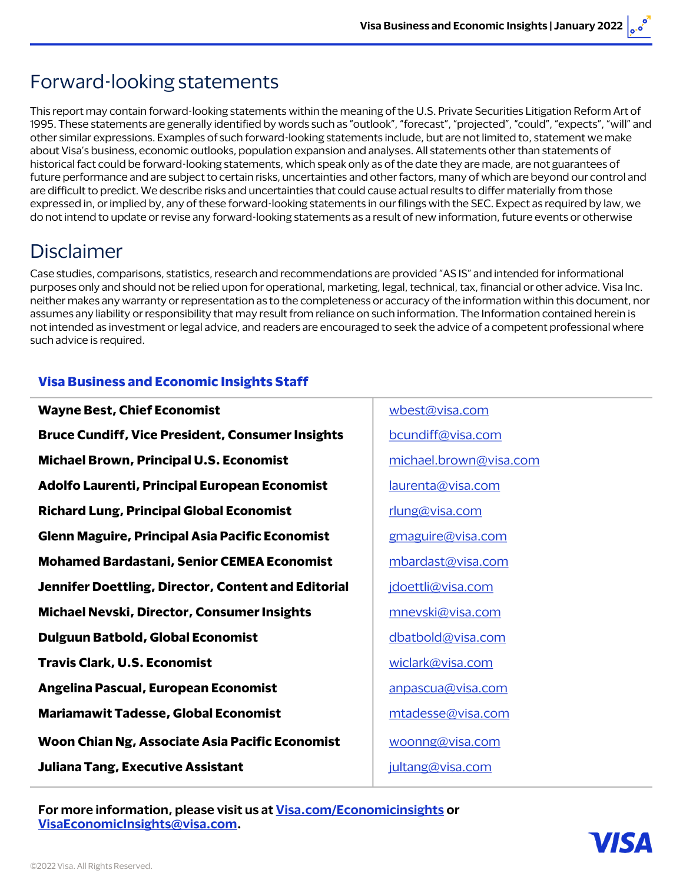# Forward-looking statements

This report may contain forward-looking statements within the meaning of the U.S. Private Securities Litigation Reform Art of 1995. These statements are generally identified by words such as "outlook", "forecast", "projected", "could", "expects", "will" and other similar expressions. Examples of such forward-looking statements include, but are not limited to, statement we make about Visa's business, economic outlooks, population expansion and analyses. All statements other than statements of historical fact could be forward-looking statements, which speak only as of the date they are made, are not guarantees of future performance and are subject to certain risks, uncertainties and other factors, many of which are beyond our control and are difficult to predict. We describe risks and uncertainties that could cause actual results to differ materially from those expressed in, or implied by, any of these forward-looking statements in our filings with the SEC. Expect as required by law, we do not intend to update or revise any forward-looking statements as a result of new information, future events or otherwise

# Disclaimer

Case studies, comparisons, statistics, research and recommendations are provided "AS IS" and intended for informational purposes only and should not be relied upon for operational, marketing, legal, technical, tax, financial or other advice. Visa Inc. neither makes any warranty or representation as to the completeness or accuracy of the information within this document, nor assumes any liability or responsibility that may result from reliance on such information. The Information contained herein is not intended as investment or legal advice, and readers are encouraged to seek the advice of a competent professional where such advice is required.

## Visa Business and Economic Insights Staff

| | |
|---|---|
| **Wayne Best, Chief Economist** | wbest@visa.com |
| **Bruce Cundiff, Vice President, Consumer Insights** | bcundiff@visa.com |
| **Michael Brown, Principal U.S. Economist** | michael.brown@visa.com |
| **Adolfo Laurenti, Principal European Economist** | laurenta@visa.com |
| **Richard Lung, Principal Global Economist** | rlung@visa.com |
| **Glenn Maguire, Principal Asia Pacific Economist** | gmaguire@visa.com |
| **Mohamed Bardastani, Senior CEMEA Economist** | mbardast@visa.com |
| **Jennifer Doettling, Director, Content and Editorial** | jdoettli@visa.com |
| **Michael Nevski, Director, Consumer Insights** | mnevski@visa.com |
| **Dulguun Batbold, Global Economist** | dbatbold@visa.com |
| **Travis Clark, U.S. Economist** | wiclark@visa.com |
| **Angelina Pascual, European Economist** | anpascua@visa.com |
| **Mariamawit Tadesse, Global Economist** | mtadesse@visa.com |
| **Woon Chian Ng, Associate Asia Pacific Economist** | woonng@visa.com |
| **Juliana Tang, Executive Assistant** | jultang@visa.com |

**For more information, please visit us at Visa.com/Economicinsights or VisaEconomicInsights@visa.com.**

©2022 Visa. All Rights Reserved.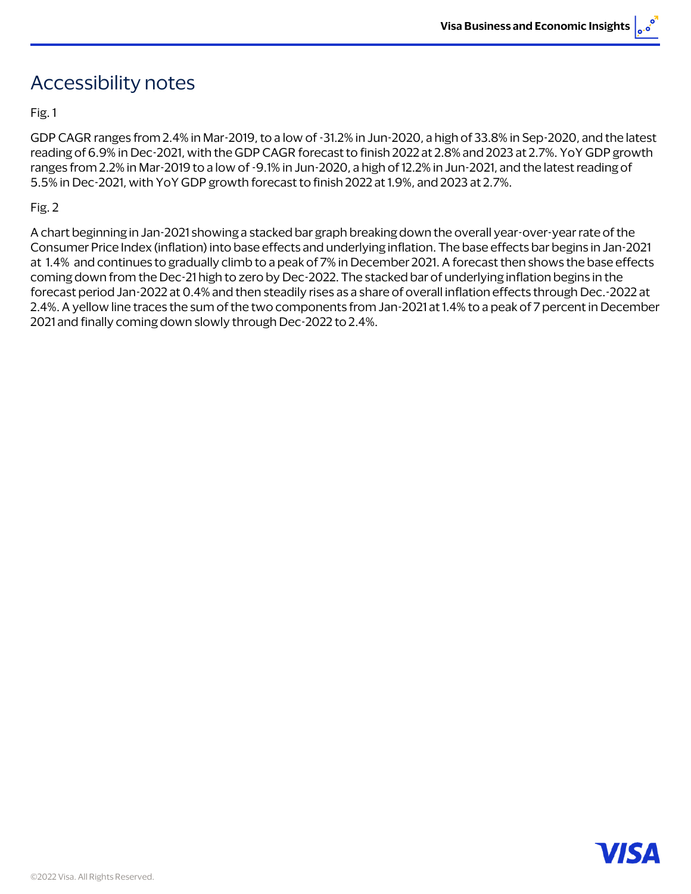# Accessibility notes

Fig. 1

GDP CAGR ranges from 2.4% in Mar-2019, to a low of -31.2% in Jun-2020, a high of 33.8% in Sep-2020, and the latest reading of 6.9% in Dec-2021, with the GDP CAGR forecast to finish 2022 at 2.8% and 2023 at 2.7%. YoY GDP growth ranges from 2.2% in Mar-2019 to a low of -9.1% in Jun-2020, a high of 12.2% in Jun-2021, and the latest reading of 5.5% in Dec-2021, with YoY GDP growth forecast to finish 2022 at 1.9%, and 2023 at 2.7%.

Fig. 2

A chart beginning in Jan-2021 showing a stacked bar graph breaking down the overall year-over-year rate of the Consumer Price Index (inflation) into base effects and underlying inflation. The base effects bar begins in Jan-2021 at 1.4% and continues to gradually climb to a peak of 7% in December 2021. A forecast then shows the base effects coming down from the Dec-21 high to zero by Dec-2022. The stacked bar of underlying inflation begins in the forecast period Jan-2022 at 0.4% and then steadily rises as a share of overall inflation effects through Dec.-2022 at 2.4%. A yellow line traces the sum of the two components from Jan-2021 at 1.4% to a peak of 7 percent in December 2021 and finally coming down slowly through Dec-2022 to 2.4%.

©2022 Visa. All Rights Reserved.